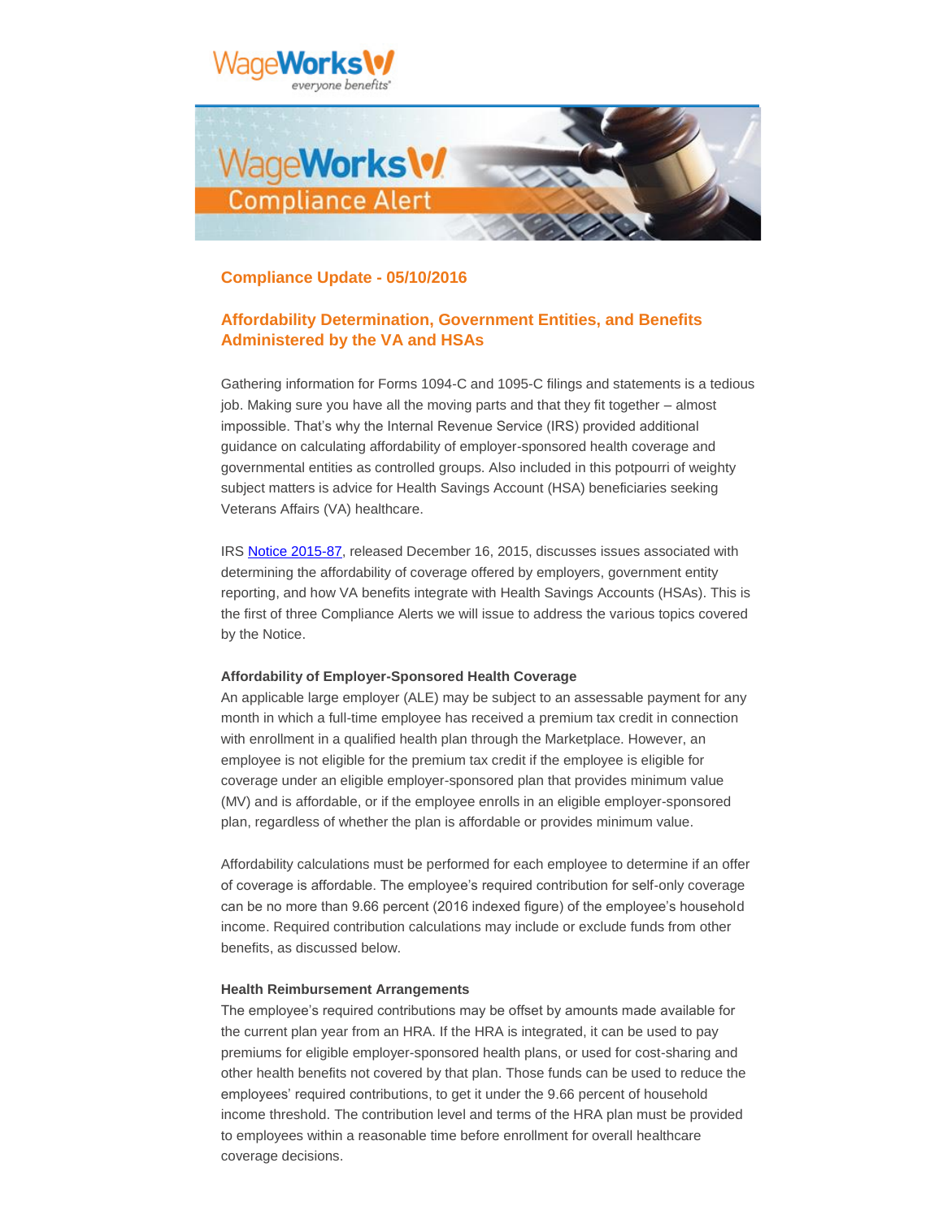## Compliance Update - 05/10/2016

## Affordability Determination, Government Entities, and Benefits Administered by the VA and HSAs

Gathering information for Forms 1094-C and 1095-C filings and statements is a tedious job. Making sure you have all the moving parts and that they fit together – almost impossible. That's why the Internal Revenue Service (IRS) provided additional guidance on calculating affordability of employer-sponsored health coverage and governmental entities as controlled groups. Also included in this potpourri of weighty subject matters is advice for Health Savings Account (HSA) beneficiaries seeking Veterans Affairs (VA) healthcare.

IRS Notice 2015-87, released December 16, 2015, discusses issues associated with determining the affordability of coverage offered by employers, government entity reporting, and how VA benefits integrate with Health Savings Accounts (HSAs). This is the first of three Compliance Alerts we will issue to address the various topics covered by the Notice.

**Affordability of Employer-Sponsored Health Coverage**

An applicable large employer (ALE) may be subject to an assessable payment for any month in which a full-time employee has received a premium tax credit in connection with enrollment in a qualified health plan through the Marketplace. However, an employee is not eligible for the premium tax credit if the employee is eligible for coverage under an eligible employer-sponsored plan that provides minimum value (MV) and is affordable, or if the employee enrolls in an eligible employer-sponsored plan, regardless of whether the plan is affordable or provides minimum value.

Affordability calculations must be performed for each employee to determine if an offer of coverage is affordable. The employee's required contribution for self-only coverage can be no more than 9.66 percent (2016 indexed figure) of the employee's household income. Required contribution calculations may include or exclude funds from other benefits, as discussed below.

**Health Reimbursement Arrangements**

The employee's required contributions may be offset by amounts made available for the current plan year from an HRA. If the HRA is integrated, it can be used to pay premiums for eligible employer-sponsored health plans, or used for cost-sharing and other health benefits not covered by that plan. Those funds can be used to reduce the employees' required contributions, to get it under the 9.66 percent of household income threshold. The contribution level and terms of the HRA plan must be provided to employees within a reasonable time before enrollment for overall healthcare coverage decisions.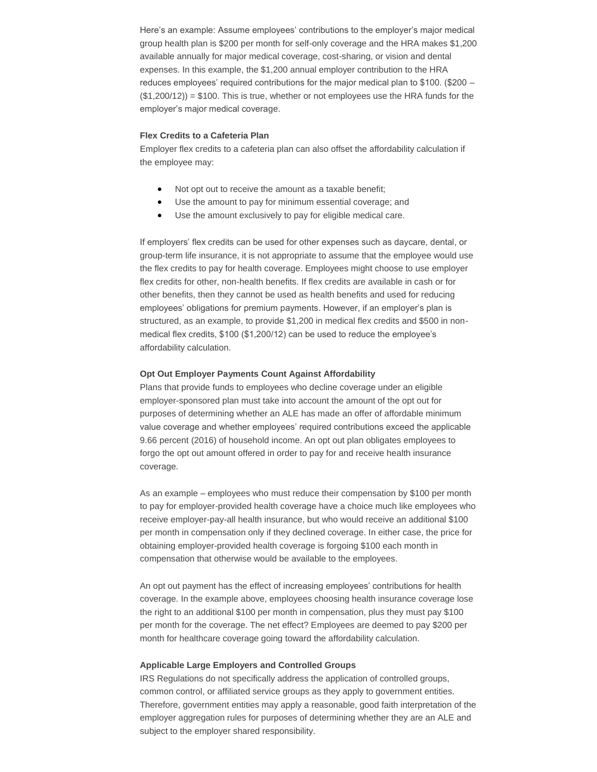Here's an example: Assume employees' contributions to the employer's major medical group health plan is $200 per month for self-only coverage and the HRA makes $1,200 available annually for major medical coverage, cost-sharing, or vision and dental expenses. In this example, the $1,200 annual employer contribution to the HRA reduces employees' required contributions for the major medical plan to $100. ($200 – ($1,200/12)) = $100. This is true, whether or not employees use the HRA funds for the employer's major medical coverage.

**Flex Credits to a Cafeteria Plan**

Employer flex credits to a cafeteria plan can also offset the affordability calculation if the employee may:

- Not opt out to receive the amount as a taxable benefit;
- Use the amount to pay for minimum essential coverage; and
- Use the amount exclusively to pay for eligible medical care.

If employers' flex credits can be used for other expenses such as daycare, dental, or group-term life insurance, it is not appropriate to assume that the employee would use the flex credits to pay for health coverage. Employees might choose to use employer flex credits for other, non-health benefits. If flex credits are available in cash or for other benefits, then they cannot be used as health benefits and used for reducing employees' obligations for premium payments. However, if an employer's plan is structured, as an example, to provide $1,200 in medical flex credits and $500 in non-medical flex credits, $100 ($1,200/12) can be used to reduce the employee's affordability calculation.

**Opt Out Employer Payments Count Against Affordability**

Plans that provide funds to employees who decline coverage under an eligible employer-sponsored plan must take into account the amount of the opt out for purposes of determining whether an ALE has made an offer of affordable minimum value coverage and whether employees' required contributions exceed the applicable 9.66 percent (2016) of household income. An opt out plan obligates employees to forgo the opt out amount offered in order to pay for and receive health insurance coverage.

As an example – employees who must reduce their compensation by $100 per month to pay for employer-provided health coverage have a choice much like employees who receive employer-pay-all health insurance, but who would receive an additional $100 per month in compensation only if they declined coverage. In either case, the price for obtaining employer-provided health coverage is forgoing $100 each month in compensation that otherwise would be available to the employees.

An opt out payment has the effect of increasing employees' contributions for health coverage. In the example above, employees choosing health insurance coverage lose the right to an additional $100 per month in compensation, plus they must pay $100 per month for the coverage. The net effect? Employees are deemed to pay $200 per month for healthcare coverage going toward the affordability calculation.

**Applicable Large Employers and Controlled Groups**

IRS Regulations do not specifically address the application of controlled groups, common control, or affiliated service groups as they apply to government entities. Therefore, government entities may apply a reasonable, good faith interpretation of the employer aggregation rules for purposes of determining whether they are an ALE and subject to the employer shared responsibility.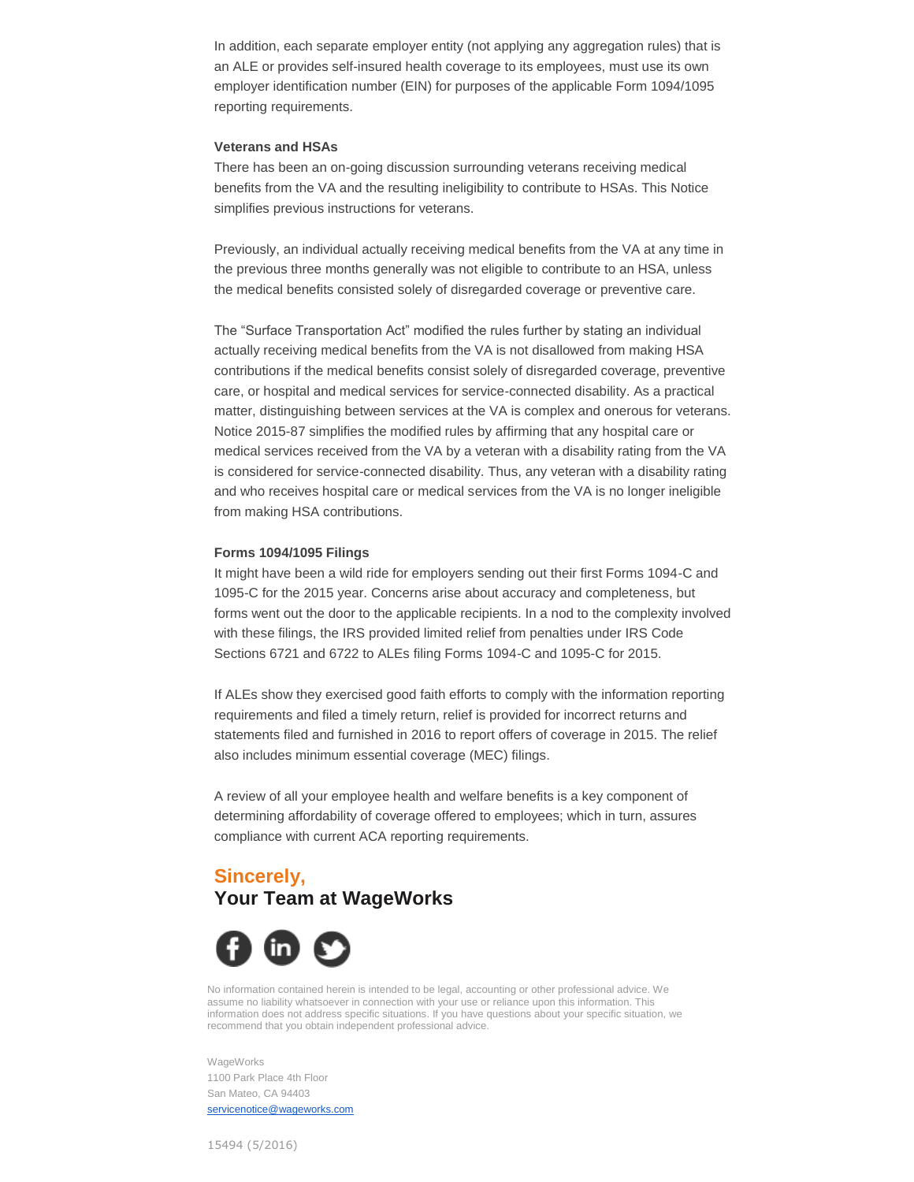In addition, each separate employer entity (not applying any aggregation rules) that is an ALE or provides self-insured health coverage to its employees, must use its own employer identification number (EIN) for purposes of the applicable Form 1094/1095 reporting requirements.

**Veterans and HSAs**

There has been an on-going discussion surrounding veterans receiving medical benefits from the VA and the resulting ineligibility to contribute to HSAs. This Notice simplifies previous instructions for veterans.

Previously, an individual actually receiving medical benefits from the VA at any time in the previous three months generally was not eligible to contribute to an HSA, unless the medical benefits consisted solely of disregarded coverage or preventive care.

The "Surface Transportation Act" modified the rules further by stating an individual actually receiving medical benefits from the VA is not disallowed from making HSA contributions if the medical benefits consist solely of disregarded coverage, preventive care, or hospital and medical services for service-connected disability. As a practical matter, distinguishing between services at the VA is complex and onerous for veterans. Notice 2015-87 simplifies the modified rules by affirming that any hospital care or medical services received from the VA by a veteran with a disability rating from the VA is considered for service-connected disability. Thus, any veteran with a disability rating and who receives hospital care or medical services from the VA is no longer ineligible from making HSA contributions.

**Forms 1094/1095 Filings**

It might have been a wild ride for employers sending out their first Forms 1094-C and 1095-C for the 2015 year. Concerns arise about accuracy and completeness, but forms went out the door to the applicable recipients. In a nod to the complexity involved with these filings, the IRS provided limited relief from penalties under IRS Code Sections 6721 and 6722 to ALEs filing Forms 1094-C and 1095-C for 2015.

If ALEs show they exercised good faith efforts to comply with the information reporting requirements and filed a timely return, relief is provided for incorrect returns and statements filed and furnished in 2016 to report offers of coverage in 2015. The relief also includes minimum essential coverage (MEC) filings.

A review of all your employee health and welfare benefits is a key component of determining affordability of coverage offered to employees; which in turn, assures compliance with current ACA reporting requirements.

**Sincerely,**
**Your Team at WageWorks**

No information contained herein is intended to be legal, accounting or other professional advice. We assume no liability whatsoever in connection with your use or reliance upon this information. This information does not address specific situations. If you have questions about your specific situation, we recommend that you obtain independent professional advice.

WageWorks
1100 Park Place 4th Floor
San Mateo, CA 94403
servicenotice@wageworks.com

15494 (5/2016)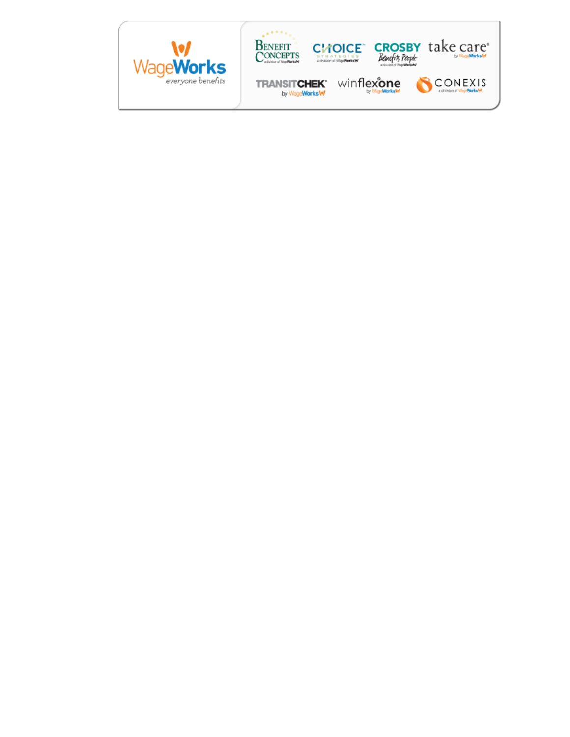WageWorks
everyone benefits

Benefit Concepts
a division of WageWorks

Choice Strategies
a division of WageWorks

Crosby Benefits People
a division of WageWorks

take care
by WageWorks

TransitChek
by WageWorks

winflexone
by WageWorks

Conexis
a division of WageWorks